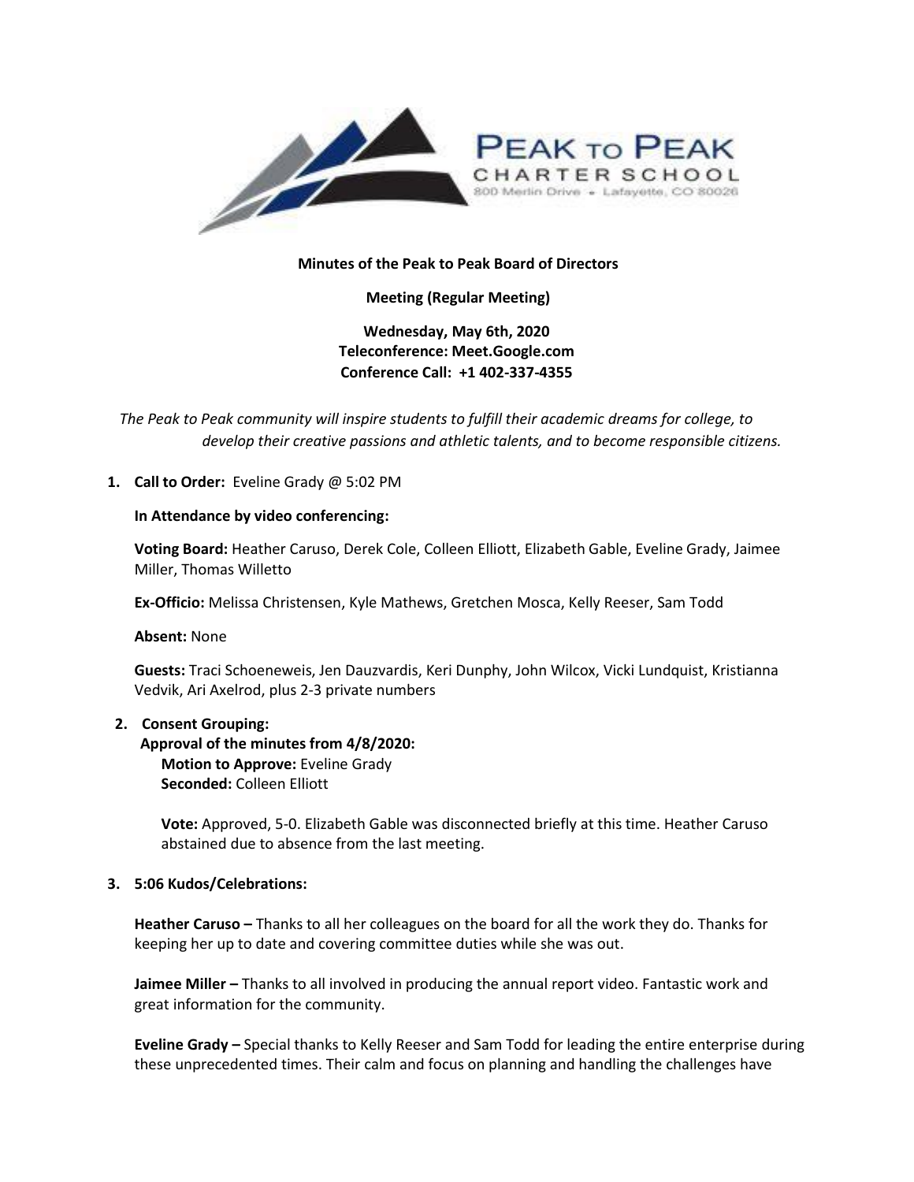**Minutes of the Peak to Peak Board of Directors**

**Meeting (Regular Meeting)**

**Wednesday, May 6th, 2020**
**Teleconference: Meet.Google.com**
**Conference Call: +1 402-337-4355**

*The Peak to Peak community will inspire students to fulfill their academic dreams for college, to develop their creative passions and athletic talents, and to become responsible citizens.*

1. **Call to Order:** Eveline Grady @ 5:02 PM

   **In Attendance by video conferencing:**

   **Voting Board:** Heather Caruso, Derek Cole, Colleen Elliott, Elizabeth Gable, Eveline Grady, Jaimee Miller, Thomas Willetto

   **Ex-Officio:** Melissa Christensen, Kyle Mathews, Gretchen Mosca, Kelly Reeser, Sam Todd

   **Absent:** None

   **Guests:** Traci Schoeneweis, Jen Dauzvardis, Keri Dunphy, John Wilcox, Vicki Lundquist, Kristianna Vedvik, Ari Axelrod, plus 2-3 private numbers

2. **Consent Grouping:**

   **Approval of the minutes from 4/8/2020:**
   **Motion to Approve:** Eveline Grady
   **Seconded:** Colleen Elliott

   **Vote:** Approved, 5-0. Elizabeth Gable was disconnected briefly at this time. Heather Caruso abstained due to absence from the last meeting.

3. **5:06 Kudos/Celebrations:**

   **Heather Caruso –** Thanks to all her colleagues on the board for all the work they do. Thanks for keeping her up to date and covering committee duties while she was out.

   **Jaimee Miller –** Thanks to all involved in producing the annual report video. Fantastic work and great information for the community.

   **Eveline Grady –** Special thanks to Kelly Reeser and Sam Todd for leading the entire enterprise during these unprecedented times. Their calm and focus on planning and handling the challenges have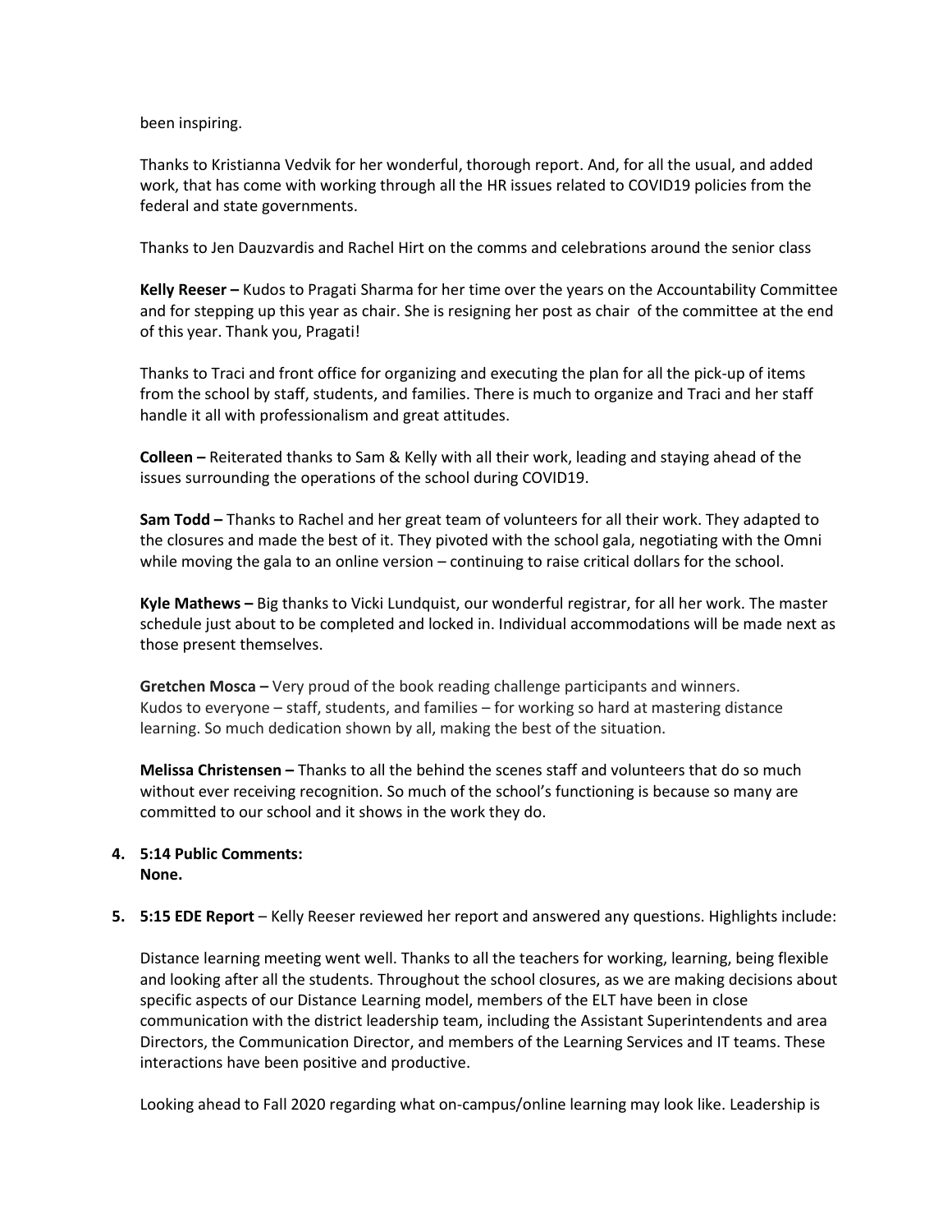been inspiring.

Thanks to Kristianna Vedvik for her wonderful, thorough report. And, for all the usual, and added work, that has come with working through all the HR issues related to COVID19 policies from the federal and state governments.

Thanks to Jen Dauzvardis and Rachel Hirt on the comms and celebrations around the senior class

**Kelly Reeser –** Kudos to Pragati Sharma for her time over the years on the Accountability Committee and for stepping up this year as chair. She is resigning her post as chair of the committee at the end of this year. Thank you, Pragati!

Thanks to Traci and front office for organizing and executing the plan for all the pick-up of items from the school by staff, students, and families. There is much to organize and Traci and her staff handle it all with professionalism and great attitudes.

**Colleen –** Reiterated thanks to Sam & Kelly with all their work, leading and staying ahead of the issues surrounding the operations of the school during COVID19.

**Sam Todd –** Thanks to Rachel and her great team of volunteers for all their work. They adapted to the closures and made the best of it. They pivoted with the school gala, negotiating with the Omni while moving the gala to an online version – continuing to raise critical dollars for the school.

**Kyle Mathews –** Big thanks to Vicki Lundquist, our wonderful registrar, for all her work. The master schedule just about to be completed and locked in. Individual accommodations will be made next as those present themselves.

**Gretchen Mosca –** Very proud of the book reading challenge participants and winners. Kudos to everyone – staff, students, and families – for working so hard at mastering distance learning. So much dedication shown by all, making the best of the situation.

**Melissa Christensen –** Thanks to all the behind the scenes staff and volunteers that do so much without ever receiving recognition. So much of the school's functioning is because so many are committed to our school and it shows in the work they do.

4. **5:14 Public Comments:**
   **None.**

5. **5:15 EDE Report** – Kelly Reeser reviewed her report and answered any questions. Highlights include:

   Distance learning meeting went well. Thanks to all the teachers for working, learning, being flexible and looking after all the students. Throughout the school closures, as we are making decisions about specific aspects of our Distance Learning model, members of the ELT have been in close communication with the district leadership team, including the Assistant Superintendents and area Directors, the Communication Director, and members of the Learning Services and IT teams. These interactions have been positive and productive.

   Looking ahead to Fall 2020 regarding what on-campus/online learning may look like. Leadership is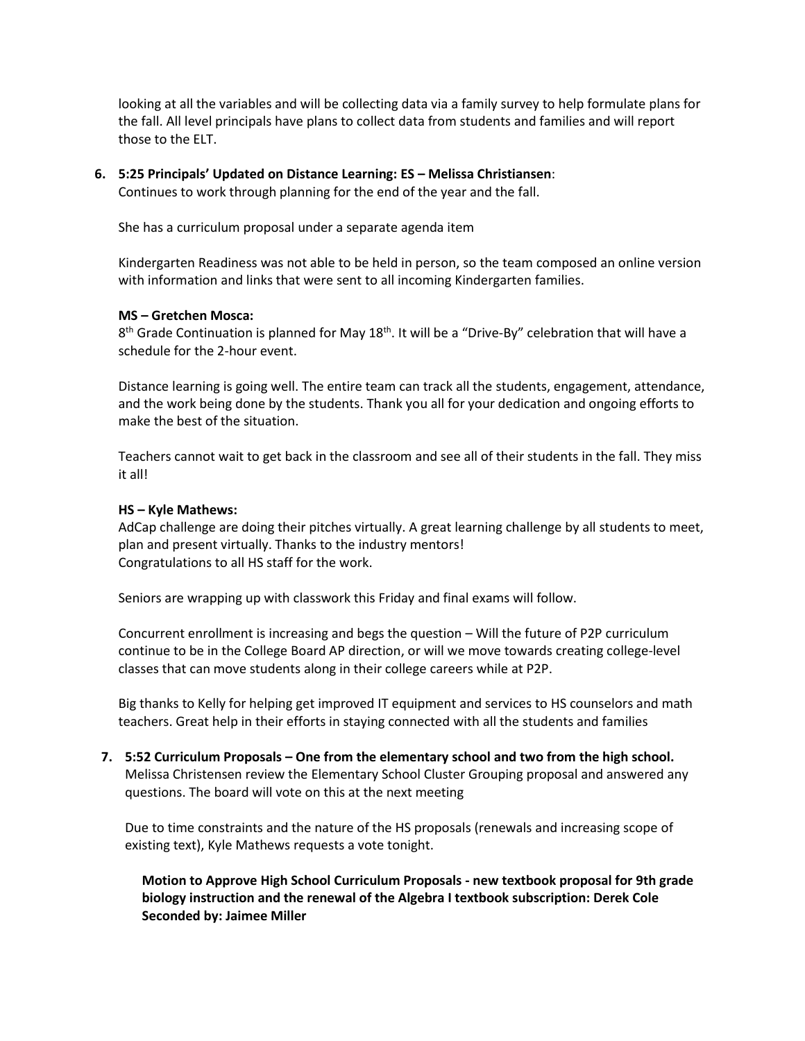looking at all the variables and will be collecting data via a family survey to help formulate plans for the fall. All level principals have plans to collect data from students and families and will report those to the ELT.

6. **5:25 Principals' Updated on Distance Learning: ES – Melissa Christiansen**:
   Continues to work through planning for the end of the year and the fall.

   She has a curriculum proposal under a separate agenda item

   Kindergarten Readiness was not able to be held in person, so the team composed an online version with information and links that were sent to all incoming Kindergarten families.

   **MS – Gretchen Mosca:**
   8th Grade Continuation is planned for May 18th. It will be a "Drive-By" celebration that will have a schedule for the 2-hour event.

   Distance learning is going well. The entire team can track all the students, engagement, attendance, and the work being done by the students. Thank you all for your dedication and ongoing efforts to make the best of the situation.

   Teachers cannot wait to get back in the classroom and see all of their students in the fall. They miss it all!

   **HS – Kyle Mathews:**
   AdCap challenge are doing their pitches virtually. A great learning challenge by all students to meet, plan and present virtually. Thanks to the industry mentors!
   Congratulations to all HS staff for the work.

   Seniors are wrapping up with classwork this Friday and final exams will follow.

   Concurrent enrollment is increasing and begs the question – Will the future of P2P curriculum continue to be in the College Board AP direction, or will we move towards creating college-level classes that can move students along in their college careers while at P2P.

   Big thanks to Kelly for helping get improved IT equipment and services to HS counselors and math teachers. Great help in their efforts in staying connected with all the students and families

7. **5:52 Curriculum Proposals – One from the elementary school and two from the high school.**
   Melissa Christensen review the Elementary School Cluster Grouping proposal and answered any questions. The board will vote on this at the next meeting

   Due to time constraints and the nature of the HS proposals (renewals and increasing scope of existing text), Kyle Mathews requests a vote tonight.

   **Motion to Approve High School Curriculum Proposals - new textbook proposal for 9th grade biology instruction and the renewal of the Algebra I textbook subscription: Derek Cole**
   **Seconded by: Jaimee Miller**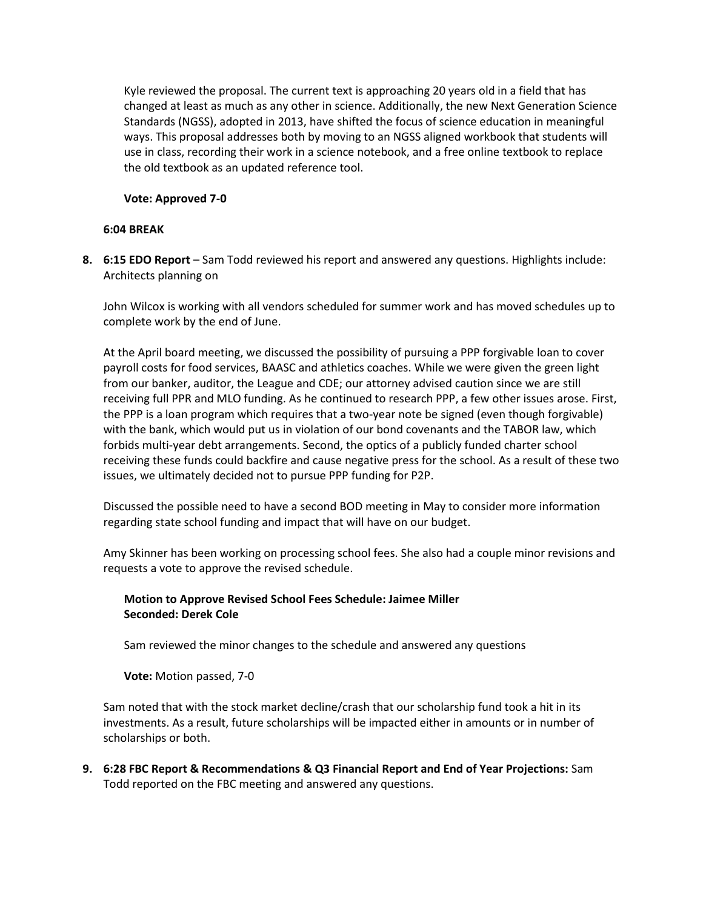Kyle reviewed the proposal. The current text is approaching 20 years old in a field that has changed at least as much as any other in science. Additionally, the new Next Generation Science Standards (NGSS), adopted in 2013, have shifted the focus of science education in meaningful ways. This proposal addresses both by moving to an NGSS aligned workbook that students will use in class, recording their work in a science notebook, and a free online textbook to replace the old textbook as an updated reference tool.

**Vote: Approved 7-0**

**6:04 BREAK**

8. **6:15 EDO Report** – Sam Todd reviewed his report and answered any questions. Highlights include: Architects planning on

John Wilcox is working with all vendors scheduled for summer work and has moved schedules up to complete work by the end of June.

At the April board meeting, we discussed the possibility of pursuing a PPP forgivable loan to cover payroll costs for food services, BAASC and athletics coaches. While we were given the green light from our banker, auditor, the League and CDE; our attorney advised caution since we are still receiving full PPR and MLO funding. As he continued to research PPP, a few other issues arose. First, the PPP is a loan program which requires that a two-year note be signed (even though forgivable) with the bank, which would put us in violation of our bond covenants and the TABOR law, which forbids multi-year debt arrangements. Second, the optics of a publicly funded charter school receiving these funds could backfire and cause negative press for the school. As a result of these two issues, we ultimately decided not to pursue PPP funding for P2P.

Discussed the possible need to have a second BOD meeting in May to consider more information regarding state school funding and impact that will have on our budget.

Amy Skinner has been working on processing school fees. She also had a couple minor revisions and requests a vote to approve the revised schedule.

**Motion to Approve Revised School Fees Schedule: Jaimee Miller**
**Seconded: Derek Cole**

Sam reviewed the minor changes to the schedule and answered any questions

**Vote:** Motion passed, 7-0

Sam noted that with the stock market decline/crash that our scholarship fund took a hit in its investments. As a result, future scholarships will be impacted either in amounts or in number of scholarships or both.

9. **6:28 FBC Report & Recommendations & Q3 Financial Report and End of Year Projections:** Sam Todd reported on the FBC meeting and answered any questions.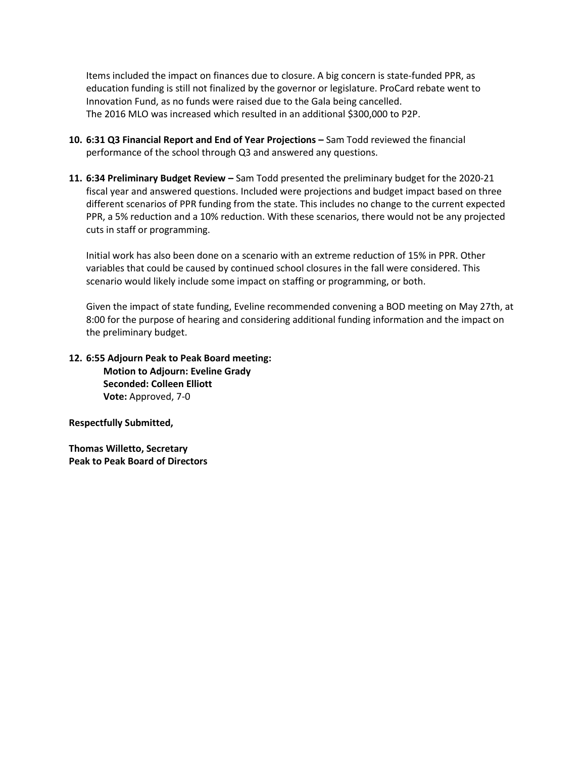Items included the impact on finances due to closure. A big concern is state-funded PPR, as education funding is still not finalized by the governor or legislature. ProCard rebate went to Innovation Fund, as no funds were raised due to the Gala being cancelled.
The 2016 MLO was increased which resulted in an additional $300,000 to P2P.

10. **6:31 Q3 Financial Report and End of Year Projections –** Sam Todd reviewed the financial performance of the school through Q3 and answered any questions.

11. **6:34 Preliminary Budget Review –** Sam Todd presented the preliminary budget for the 2020-21 fiscal year and answered questions. Included were projections and budget impact based on three different scenarios of PPR funding from the state. This includes no change to the current expected PPR, a 5% reduction and a 10% reduction. With these scenarios, there would not be any projected cuts in staff or programming.

    Initial work has also been done on a scenario with an extreme reduction of 15% in PPR. Other variables that could be caused by continued school closures in the fall were considered. This scenario would likely include some impact on staffing or programming, or both.

    Given the impact of state funding, Eveline recommended convening a BOD meeting on May 27th, at 8:00 for the purpose of hearing and considering additional funding information and the impact on the preliminary budget.

12. **6:55 Adjourn Peak to Peak Board meeting:**
    **Motion to Adjourn: Eveline Grady**
    **Seconded: Colleen Elliott**
    **Vote:** Approved, 7-0

**Respectfully Submitted,**

**Thomas Willetto, Secretary**
**Peak to Peak Board of Directors**